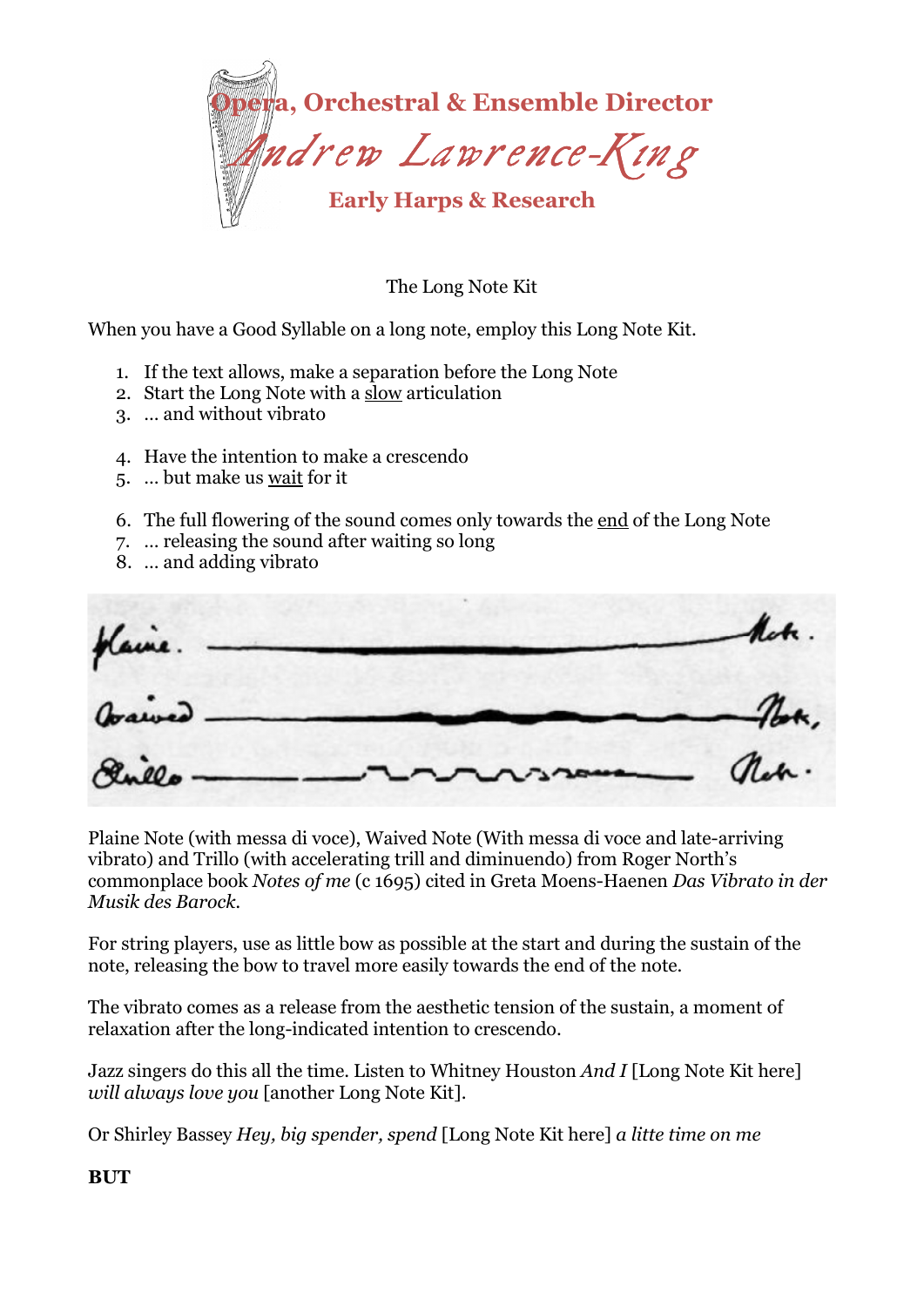Opera, Orchestral & Ensemble Director

*Andrew Lawrence-King*

**Early Harps & Research**

The Long Note Kit

When you have a Good Syllable on a long note, employ this Long Note Kit.

1. If the text allows, make a separation before the Long Note
2. Start the Long Note with a <u>slow</u> articulation
3. … and without vibrato

4. Have the intention to make a crescendo
5. … but make us <u>wait</u> for it

6. The full flowering of the sound comes only towards the <u>end</u> of the Long Note
7. … releasing the sound after waiting so long
8. … and adding vibrato

Plaine Note (with messa di voce), Waived Note (With messa di voce and late-arriving vibrato) and Trillo (with accelerating trill and diminuendo) from Roger North's commonplace book *Notes of me* (c 1695) cited in Greta Moens-Haenen *Das Vibrato in der Musik des Barock*.

For string players, use as little bow as possible at the start and during the sustain of the note, releasing the bow to travel more easily towards the end of the note.

The vibrato comes as a release from the aesthetic tension of the sustain, a moment of relaxation after the long-indicated intention to crescendo.

Jazz singers do this all the time. Listen to Whitney Houston *And I* [Long Note Kit here] *will always love you* [another Long Note Kit].

Or Shirley Bassey *Hey, big spender, spend* [Long Note Kit here] *a litte time on me*

**BUT**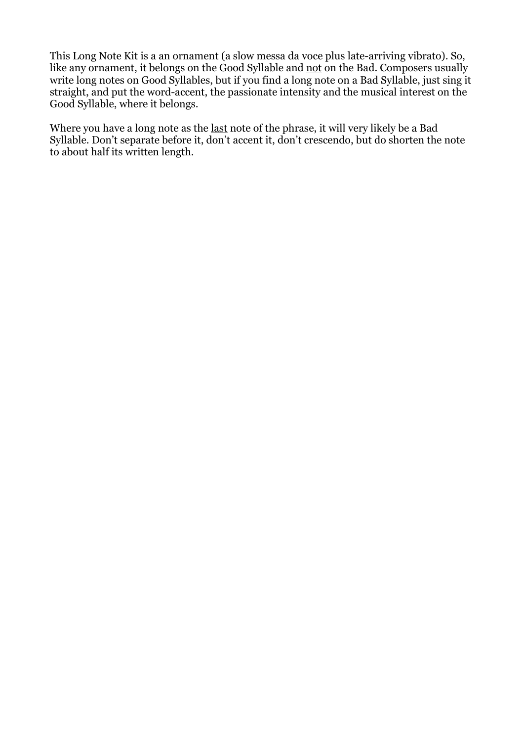This Long Note Kit is a an ornament (a slow messa da voce plus late-arriving vibrato). So, like any ornament, it belongs on the Good Syllable and <u>not</u> on the Bad. Composers usually write long notes on Good Syllables, but if you find a long note on a Bad Syllable, just sing it straight, and put the word-accent, the passionate intensity and the musical interest on the Good Syllable, where it belongs.

Where you have a long note as the <u>last</u> note of the phrase, it will very likely be a Bad Syllable. Don't separate before it, don't accent it, don't crescendo, but do shorten the note to about half its written length.